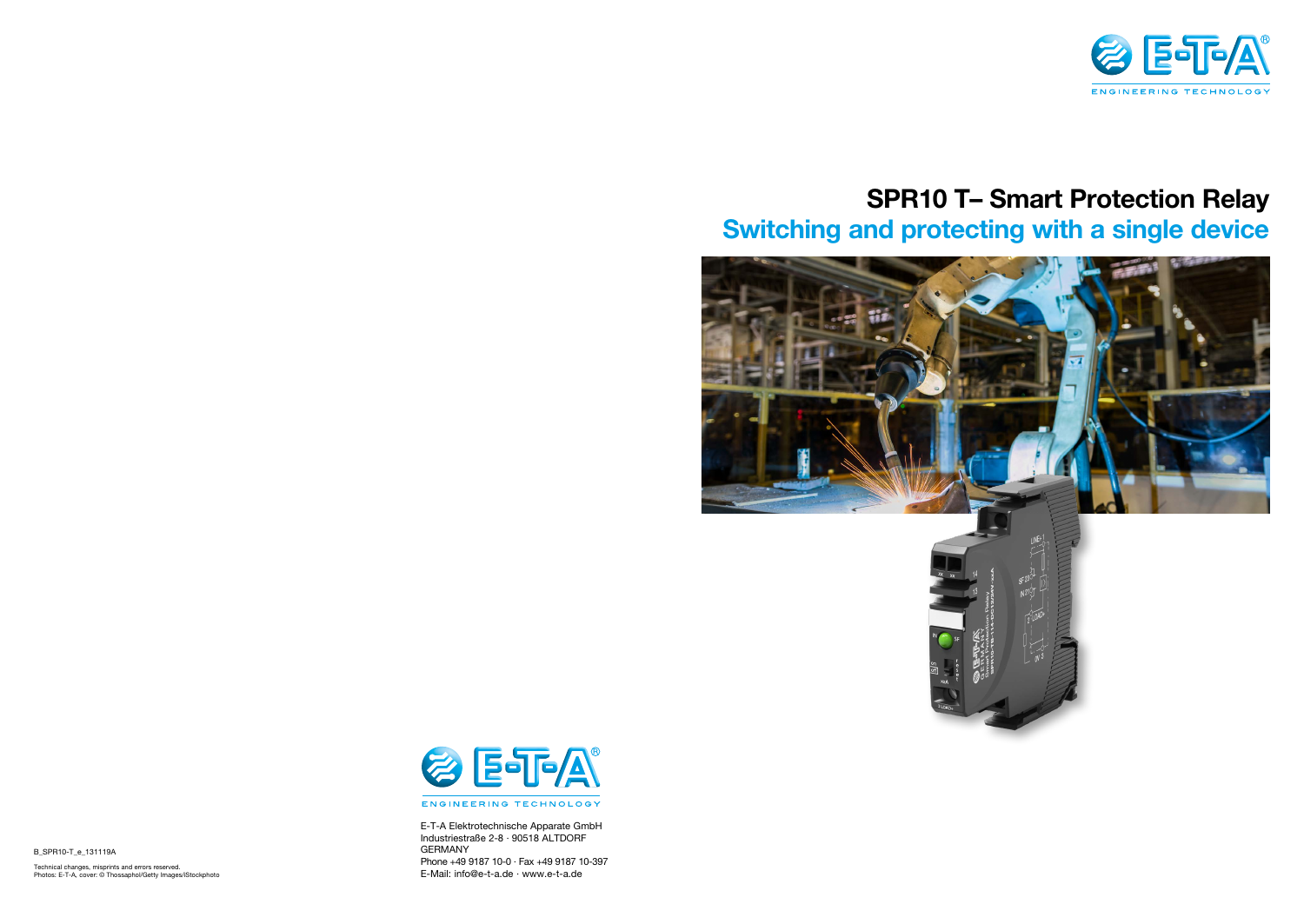# SPR10 T– Smart Protection Relay

## Switching and protecting with a single device

E-T-A Elektrotechnische Apparate GmbH
Industriestraße 2-8 · 90518 ALTDORF
GERMANY
Phone +49 9187 10-0 · Fax +49 9187 10-397
E-Mail: info@e-t-a.de · www.e-t-a.de

B_SPR10-T_e_131119A

Technical changes, misprints and errors reserved.
Photos: E-T-A, cover: © Thossaphol/Getty Images/iStockphoto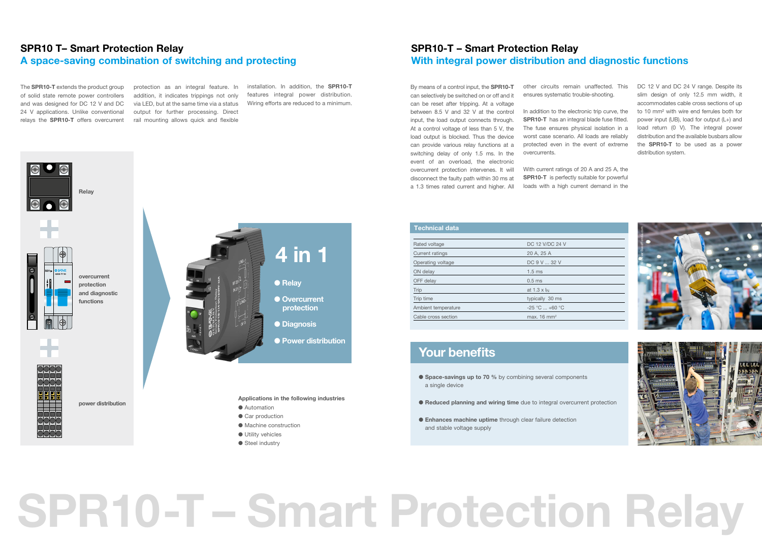## SPR10 T– Smart Protection Relay

### A space-saving combination of switching and protecting

The **SPR10-T** extends the product group of solid state remote power controllers and was designed for DC 12 V and DC 24 V applications. Unlike conventional relays the **SPR10-T** offers overcurrent protection as an integral feature. In addition, it indicates trippings not only via LED, but at the same time via a status output for further processing. Direct rail mounting allows quick and flexible installation. In addition, the **SPR10-T** features integral power distribution. Wiring efforts are reduced to a minimum.

Relay

overcurrent protection and diagnostic functions

power distribution

**4 in 1**

- Relay
- Overcurrent protection
- Diagnosis
- Power distribution

**Applications in the following industries**

- Automation
- Car production
- Machine construction
- Utility vehicles
- Steel industry

## SPR10-T – Smart Protection Relay

### With integral power distribution and diagnostic functions

By means of a control input, the **SPR10-T** can selectively be switched on or off and it can be reset after tripping. At a voltage between 8.5 V and 32 V at the control input, the load output connects through. At a control voltage of less than 5 V, the load output is blocked. Thus the device can provide various relay functions at a switching delay of only 1.5 ms. In the event of an overload, the electronic overcurrent protection intervenes. It will disconnect the faulty path within 30 ms at a 1.3 times rated current and higher. All other circuits remain unaffected. This ensures systematic trouble-shooting.

In addition to the electronic trip curve, the **SPR10-T** has an integral blade fuse fitted. The fuse ensures physical isolation in a worst case scenario. All loads are reliably protected even in the event of extreme overcurrents.

With current ratings of 20 A and 25 A, the **SPR10-T** is perfectly suitable for powerful loads with a high current demand in the DC 12 V and DC 24 V range. Despite its slim design of only 12.5 mm width, it accommodates cable cross sections of up to 10 mm² with wire end ferrules both for power input (UB), load for output (L+) and load return (0 V). The integral power distribution and the available busbars allow the **SPR10-T** to be used as a power distribution system.

**Technical data**

| | |
|---|---|
| Rated voltage | DC 12 V/DC 24 V |
| Current ratings | 20 A, 25 A |
| Operating voltage | DC 9 V ... 32 V |
| ON delay | 1.5 ms |
| OFF delay | 0.5 ms |
| Trip | at 1.3 x $I_N$ |
| Trip time | typically 30 ms |
| Ambient temperature | -25 °C ... +60 °C |
| Cable cross section | max. 16 mm² |

## Your benefits

- **Space-savings up to 70 %** by combining several components a single device
- **Reduced planning and wiring time** due to integral overcurrent protection
- **Enhances machine uptime** through clear failure detection and stable voltage supply

# SPR10-T – Smart Protection Relay